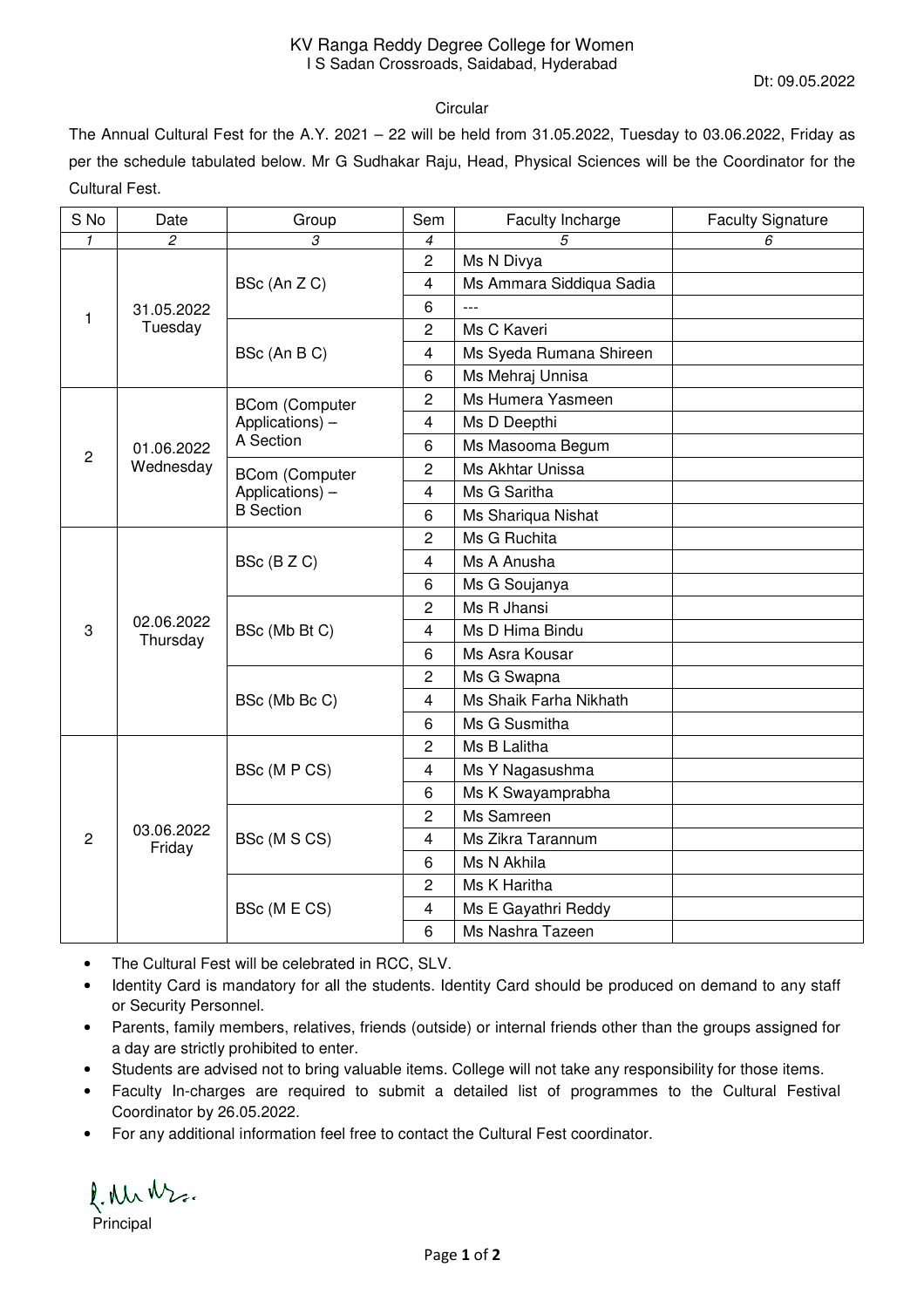KV Ranga Reddy Degree College for Women
I S Sadan Crossroads, Saidabad, Hyderabad

Dt: 09.05.2022

Circular

The Annual Cultural Fest for the A.Y. 2021 – 22 will be held from 31.05.2022, Tuesday to 03.06.2022, Friday as per the schedule tabulated below. Mr G Sudhakar Raju, Head, Physical Sciences will be the Coordinator for the Cultural Fest.

| S No | Date | Group | Sem | Faculty Incharge | Faculty Signature |
|---|---|---|---|---|---|
| *1* | *2* | *3* | *4* | *5* | *6* |
| 1 | 31.05.2022 Tuesday | BSc (An Z C) | 2 | Ms N Divya | |
| | | | 4 | Ms Ammara Siddiqua Sadia | |
| | | | 6 | --- | |
| | | BSc (An B C) | 2 | Ms C Kaveri | |
| | | | 4 | Ms Syeda Rumana Shireen | |
| | | | 6 | Ms Mehraj Unnisa | |
| 2 | 01.06.2022 Wednesday | BCom (Computer Applications) – A Section | 2 | Ms Humera Yasmeen | |
| | | | 4 | Ms D Deepthi | |
| | | | 6 | Ms Masooma Begum | |
| | | BCom (Computer Applications) – B Section | 2 | Ms Akhtar Unissa | |
| | | | 4 | Ms G Saritha | |
| | | | 6 | Ms Shariqua Nishat | |
| 3 | 02.06.2022 Thursday | BSc (B Z C) | 2 | Ms G Ruchita | |
| | | | 4 | Ms A Anusha | |
| | | | 6 | Ms G Soujanya | |
| | | BSc (Mb Bt C) | 2 | Ms R Jhansi | |
| | | | 4 | Ms D Hima Bindu | |
| | | | 6 | Ms Asra Kousar | |
| | | BSc (Mb Bc C) | 2 | Ms G Swapna | |
| | | | 4 | Ms Shaik Farha Nikhath | |
| | | | 6 | Ms G Susmitha | |
| 2 | 03.06.2022 Friday | BSc (M P CS) | 2 | Ms B Lalitha | |
| | | | 4 | Ms Y Nagasushma | |
| | | | 6 | Ms K Swayamprabha | |
| | | BSc (M S CS) | 2 | Ms Samreen | |
| | | | 4 | Ms Zikra Tarannum | |
| | | | 6 | Ms N Akhila | |
| | | BSc (M E CS) | 2 | Ms K Haritha | |
| | | | 4 | Ms E Gayathri Reddy | |
| | | | 6 | Ms Nashra Tazeen | |

- The Cultural Fest will be celebrated in RCC, SLV.
- Identity Card is mandatory for all the students. Identity Card should be produced on demand to any staff or Security Personnel.
- Parents, family members, relatives, friends (outside) or internal friends other than the groups assigned for a day are strictly prohibited to enter.
- Students are advised not to bring valuable items. College will not take any responsibility for those items.
- Faculty In-charges are required to submit a detailed list of programmes to the Cultural Festival Coordinator by 26.05.2022.
- For any additional information feel free to contact the Cultural Fest coordinator.

Principal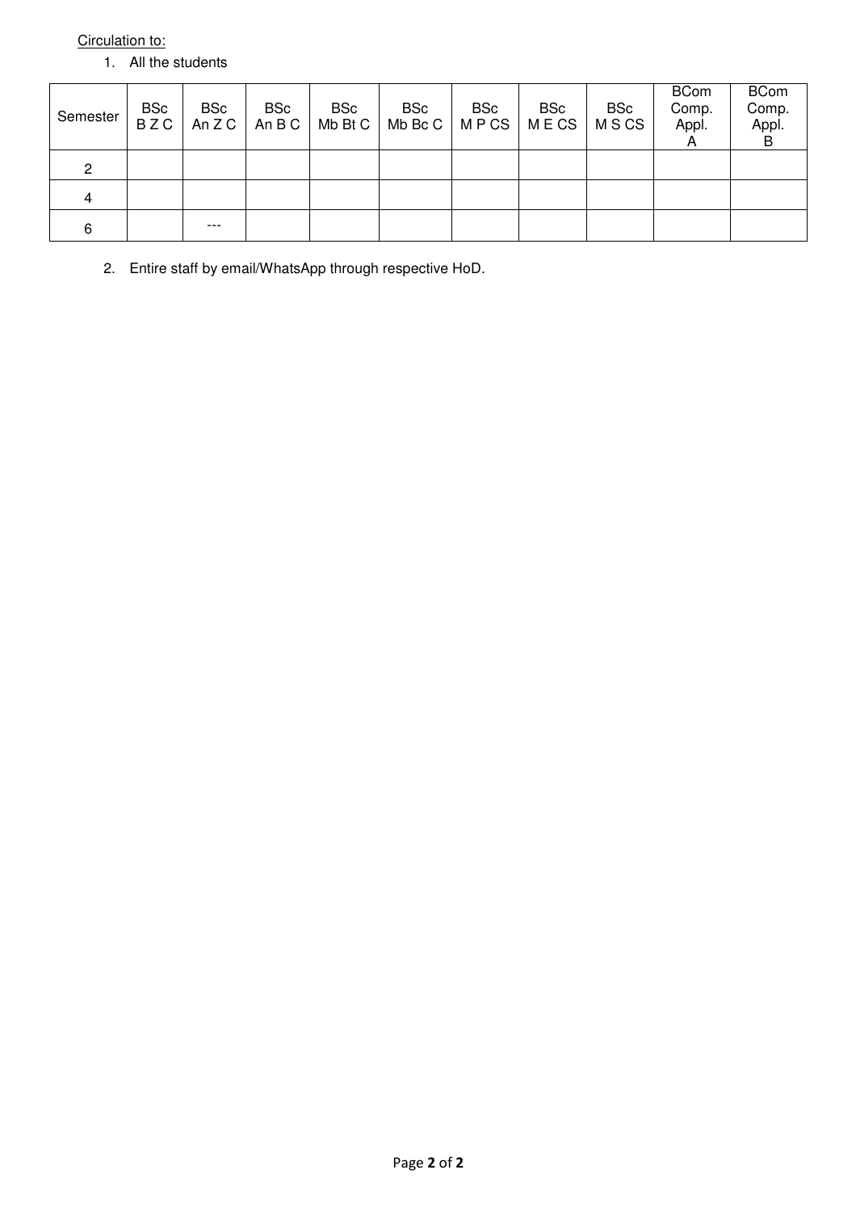<u>Circulation to:</u>

1. All the students

| Semester | BSc B Z C | BSc An Z C | BSc An B C | BSc Mb Bt C | BSc Mb Bc C | BSc M P CS | BSc M E CS | BSc M S CS | BCom Comp. Appl. A | BCom Comp. Appl. B |
|---|---|---|---|---|---|---|---|---|---|---|
| 2 | | | | | | | | | | |
| 4 | | | | | | | | | | |
| 6 | | --- | | | | | | | | |

2. Entire staff by email/WhatsApp through respective HoD.